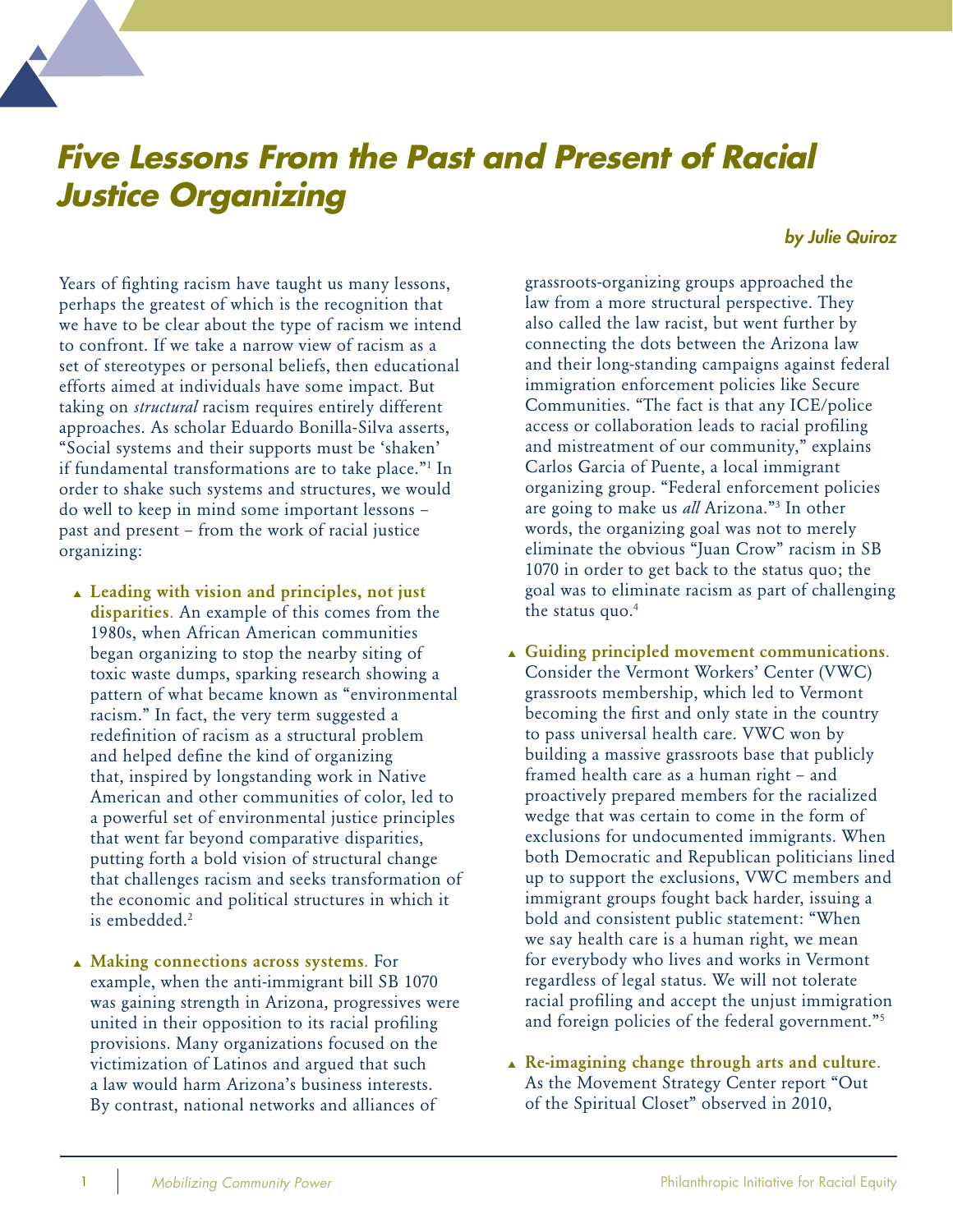# *Five Lessons From the Past and Present of Racial Justice Organizing*

***by Julie Quiroz***

Years of fighting racism have taught us many lessons, perhaps the greatest of which is the recognition that we have to be clear about the type of racism we intend to confront. If we take a narrow view of racism as a set of stereotypes or personal beliefs, then educational efforts aimed at individuals have some impact. But taking on *structural* racism requires entirely different approaches. As scholar Eduardo Bonilla-Silva asserts, "Social systems and their supports must be 'shaken' if fundamental transformations are to take place."[1] In order to shake such systems and structures, we would do well to keep in mind some important lessons – past and present – from the work of racial justice organizing:

- **Leading with vision and principles, not just disparities**. An example of this comes from the 1980s, when African American communities began organizing to stop the nearby siting of toxic waste dumps, sparking research showing a pattern of what became known as "environmental racism." In fact, the very term suggested a redefinition of racism as a structural problem and helped define the kind of organizing that, inspired by longstanding work in Native American and other communities of color, led to a powerful set of environmental justice principles that went far beyond comparative disparities, putting forth a bold vision of structural change that challenges racism and seeks transformation of the economic and political structures in which it is embedded.[2]

- **Making connections across systems**. For example, when the anti-immigrant bill SB 1070 was gaining strength in Arizona, progressives were united in their opposition to its racial profiling provisions. Many organizations focused on the victimization of Latinos and argued that such a law would harm Arizona's business interests. By contrast, national networks and alliances of grassroots-organizing groups approached the law from a more structural perspective. They also called the law racist, but went further by connecting the dots between the Arizona law and their long-standing campaigns against federal immigration enforcement policies like Secure Communities. "The fact is that any ICE/police access or collaboration leads to racial profiling and mistreatment of our community," explains Carlos Garcia of Puente, a local immigrant organizing group. "Federal enforcement policies are going to make us *all* Arizona."[3] In other words, the organizing goal was not to merely eliminate the obvious "Juan Crow" racism in SB 1070 in order to get back to the status quo; the goal was to eliminate racism as part of challenging the status quo.[4]

- **Guiding principled movement communications**. Consider the Vermont Workers' Center (VWC) grassroots membership, which led to Vermont becoming the first and only state in the country to pass universal health care. VWC won by building a massive grassroots base that publicly framed health care as a human right – and proactively prepared members for the racialized wedge that was certain to come in the form of exclusions for undocumented immigrants. When both Democratic and Republican politicians lined up to support the exclusions, VWC members and immigrant groups fought back harder, issuing a bold and consistent public statement: "When we say health care is a human right, we mean for everybody who lives and works in Vermont regardless of legal status. We will not tolerate racial profiling and accept the unjust immigration and foreign policies of the federal government."[5]

- **Re-imagining change through arts and culture**. As the Movement Strategy Center report "Out of the Spiritual Closet" observed in 2010,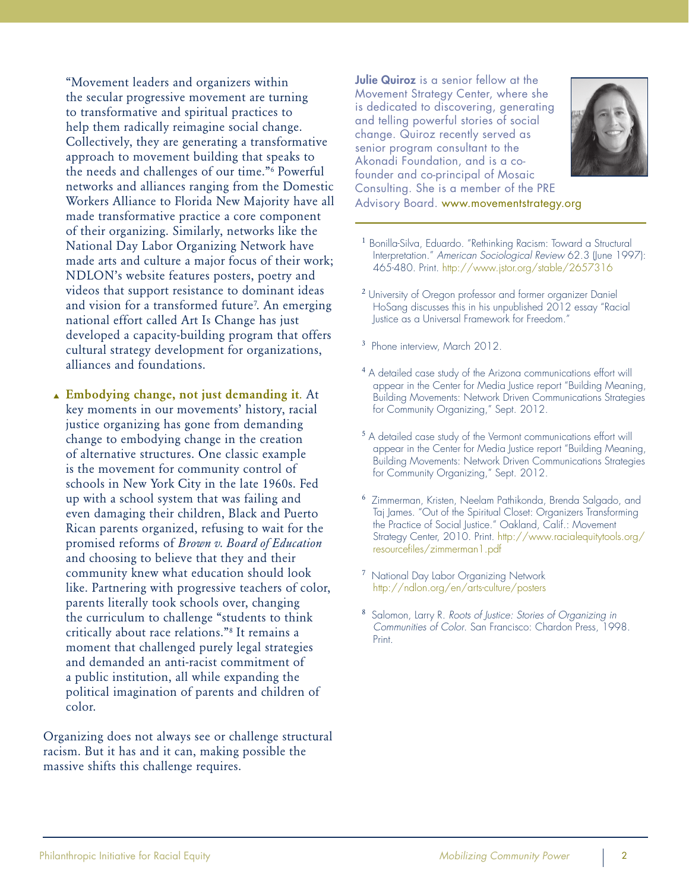"Movement leaders and organizers within the secular progressive movement are turning to transformative and spiritual practices to help them radically reimagine social change. Collectively, they are generating a transformative approach to movement building that speaks to the needs and challenges of our time."[6] Powerful networks and alliances ranging from the Domestic Workers Alliance to Florida New Majority have all made transformative practice a core component of their organizing. Similarly, networks like the National Day Labor Organizing Network have made arts and culture a major focus of their work; NDLON's website features posters, poetry and videos that support resistance to dominant ideas and vision for a transformed future[7]. An emerging national effort called Art Is Change has just developed a capacity-building program that offers cultural strategy development for organizations, alliances and foundations.

- **Embodying change, not just demanding it**. At key moments in our movements' history, racial justice organizing has gone from demanding change to embodying change in the creation of alternative structures. One classic example is the movement for community control of schools in New York City in the late 1960s. Fed up with a school system that was failing and even damaging their children, Black and Puerto Rican parents organized, refusing to wait for the promised reforms of *Brown v. Board of Education* and choosing to believe that they and their community knew what education should look like. Partnering with progressive teachers of color, parents literally took schools over, changing the curriculum to challenge "students to think critically about race relations."[8] It remains a moment that challenged purely legal strategies and demanded an anti-racist commitment of a public institution, all while expanding the political imagination of parents and children of color.

Organizing does not always see or challenge structural racism. But it has and it can, making possible the massive shifts this challenge requires.

**Julie Quiroz** is a senior fellow at the Movement Strategy Center, where she is dedicated to discovering, generating and telling powerful stories of social change. Quiroz recently served as senior program consultant to the Akonadi Foundation, and is a co-founder and co-principal of Mosaic Consulting. She is a member of the PRE Advisory Board. www.movementstrategy.org

---

[1] Bonilla-Silva, Eduardo. "Rethinking Racism: Toward a Structural Interpretation." *American Sociological Review* 62.3 (June 1997): 465-480. Print. http://www.jstor.org/stable/2657316

[2] University of Oregon professor and former organizer Daniel HoSang discusses this in his unpublished 2012 essay "Racial Justice as a Universal Framework for Freedom."

[3] Phone interview, March 2012.

[4] A detailed case study of the Arizona communications effort will appear in the Center for Media Justice report "Building Meaning, Building Movements: Network Driven Communications Strategies for Community Organizing," Sept. 2012.

[5] A detailed case study of the Vermont communications effort will appear in the Center for Media Justice report "Building Meaning, Building Movements: Network Driven Communications Strategies for Community Organizing," Sept. 2012.

[6] Zimmerman, Kristen, Neelam Pathikonda, Brenda Salgado, and Taj James. "Out of the Spiritual Closet: Organizers Transforming the Practice of Social Justice." Oakland, Calif.: Movement Strategy Center, 2010. Print. http://www.racialequitytools.org/resourcefiles/zimmerman1.pdf

[7] National Day Labor Organizing Network http://ndlon.org/en/arts-culture/posters

[8] Salomon, Larry R. *Roots of Justice: Stories of Organizing in Communities of Color.* San Francisco: Chardon Press, 1998. Print.